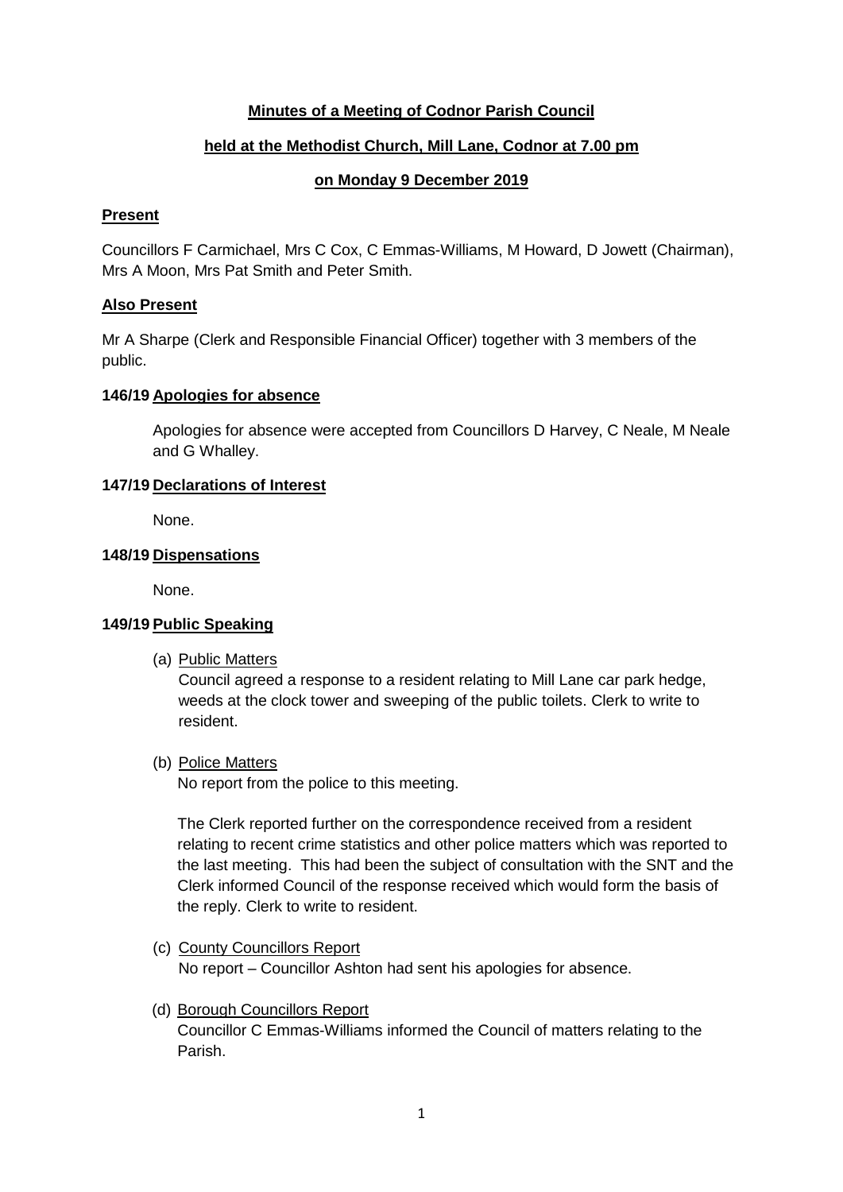# Minutes of a Meeting of Codnor Parish Council

## held at the Methodist Church, Mill Lane, Codnor at 7.00 pm

## on Monday 9 December 2019

### Present

Councillors F Carmichael, Mrs C Cox, C Emmas-Williams, M Howard, D Jowett (Chairman), Mrs A Moon, Mrs Pat Smith and Peter Smith.

### Also Present

Mr A Sharpe (Clerk and Responsible Financial Officer) together with 3 members of the public.

### 146/19 Apologies for absence

Apologies for absence were accepted from Councillors D Harvey, C Neale, M Neale and G Whalley.

### 147/19 Declarations of Interest

None.

### 148/19 Dispensations

None.

### 149/19 Public Speaking

(a) Public Matters

Council agreed a response to a resident relating to Mill Lane car park hedge, weeds at the clock tower and sweeping of the public toilets. Clerk to write to resident.

(b) Police Matters

No report from the police to this meeting.

The Clerk reported further on the correspondence received from a resident relating to recent crime statistics and other police matters which was reported to the last meeting. This had been the subject of consultation with the SNT and the Clerk informed Council of the response received which would form the basis of the reply. Clerk to write to resident.

(c) County Councillors Report

No report – Councillor Ashton had sent his apologies for absence.

(d) Borough Councillors Report

Councillor C Emmas-Williams informed the Council of matters relating to the Parish.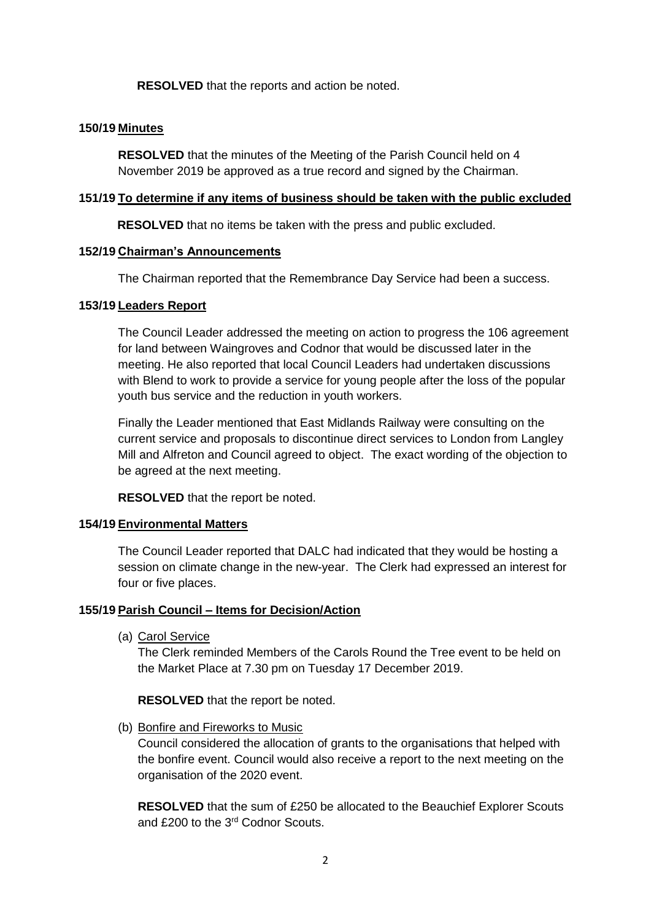**RESOLVED** that the reports and action be noted.

### 150/19 Minutes

**RESOLVED** that the minutes of the Meeting of the Parish Council held on 4 November 2019 be approved as a true record and signed by the Chairman.

### 151/19 To determine if any items of business should be taken with the public excluded

**RESOLVED** that no items be taken with the press and public excluded.

### 152/19 Chairman's Announcements

The Chairman reported that the Remembrance Day Service had been a success.

### 153/19 Leaders Report

The Council Leader addressed the meeting on action to progress the 106 agreement for land between Waingroves and Codnor that would be discussed later in the meeting. He also reported that local Council Leaders had undertaken discussions with Blend to work to provide a service for young people after the loss of the popular youth bus service and the reduction in youth workers.

Finally the Leader mentioned that East Midlands Railway were consulting on the current service and proposals to discontinue direct services to London from Langley Mill and Alfreton and Council agreed to object. The exact wording of the objection to be agreed at the next meeting.

**RESOLVED** that the report be noted.

### 154/19 Environmental Matters

The Council Leader reported that DALC had indicated that they would be hosting a session on climate change in the new-year. The Clerk had expressed an interest for four or five places.

### 155/19 Parish Council – Items for Decision/Action

(a) Carol Service

The Clerk reminded Members of the Carols Round the Tree event to be held on the Market Place at 7.30 pm on Tuesday 17 December 2019.

**RESOLVED** that the report be noted.

(b) Bonfire and Fireworks to Music

Council considered the allocation of grants to the organisations that helped with the bonfire event. Council would also receive a report to the next meeting on the organisation of the 2020 event.

**RESOLVED** that the sum of £250 be allocated to the Beauchief Explorer Scouts and £200 to the 3rd Codnor Scouts.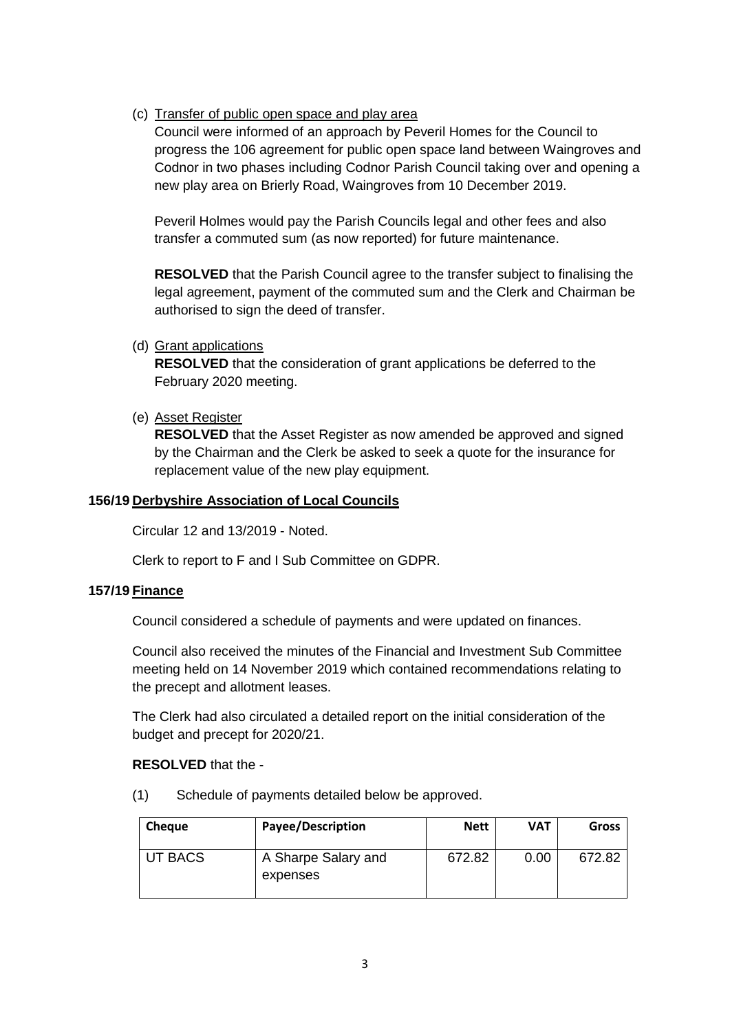(c) Transfer of public open space and play area

Council were informed of an approach by Peveril Homes for the Council to progress the 106 agreement for public open space land between Waingroves and Codnor in two phases including Codnor Parish Council taking over and opening a new play area on Brierly Road, Waingroves from 10 December 2019.

Peveril Holmes would pay the Parish Councils legal and other fees and also transfer a commuted sum (as now reported) for future maintenance.

**RESOLVED** that the Parish Council agree to the transfer subject to finalising the legal agreement, payment of the commuted sum and the Clerk and Chairman be authorised to sign the deed of transfer.

(d) Grant applications

**RESOLVED** that the consideration of grant applications be deferred to the February 2020 meeting.

(e) Asset Register

**RESOLVED** that the Asset Register as now amended be approved and signed by the Chairman and the Clerk be asked to seek a quote for the insurance for replacement value of the new play equipment.

**156/19 Derbyshire Association of Local Councils**

Circular 12 and 13/2019 - Noted.

Clerk to report to F and I Sub Committee on GDPR.

**157/19 Finance**

Council considered a schedule of payments and were updated on finances.

Council also received the minutes of the Financial and Investment Sub Committee meeting held on 14 November 2019 which contained recommendations relating to the precept and allotment leases.

The Clerk had also circulated a detailed report on the initial consideration of the budget and precept for 2020/21.

**RESOLVED** that the -

(1) Schedule of payments detailed below be approved.

| Cheque | Payee/Description | Nett | VAT | Gross |
|---|---|---|---|---|
| UT BACS | A Sharpe Salary and expenses | 672.82 | 0.00 | 672.82 |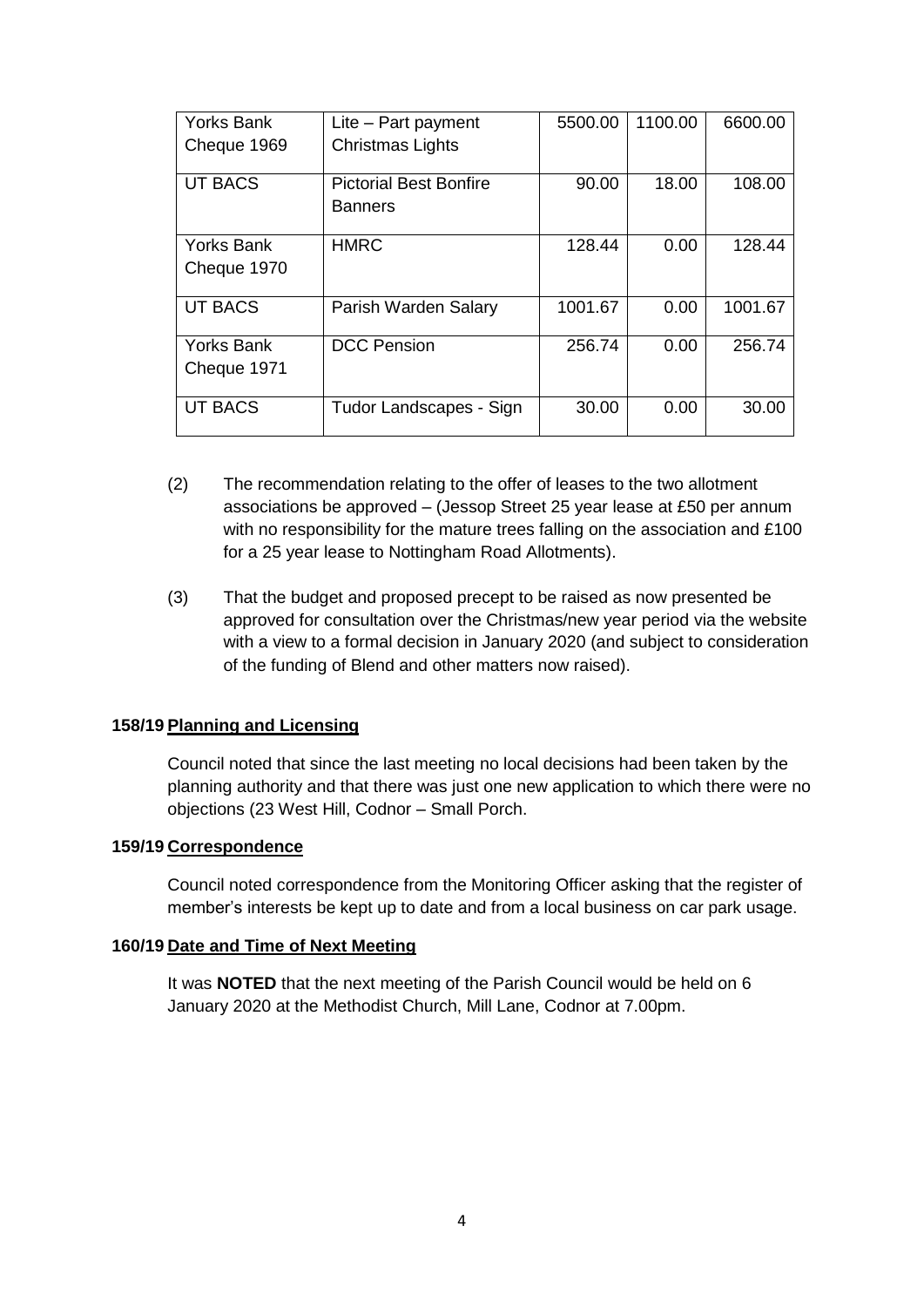| | | | | |
|---|---|---|---|---|
| Yorks Bank Cheque 1969 | Lite – Part payment Christmas Lights | 5500.00 | 1100.00 | 6600.00 |
| UT BACS | Pictorial Best Bonfire Banners | 90.00 | 18.00 | 108.00 |
| Yorks Bank Cheque 1970 | HMRC | 128.44 | 0.00 | 128.44 |
| UT BACS | Parish Warden Salary | 1001.67 | 0.00 | 1001.67 |
| Yorks Bank Cheque 1971 | DCC Pension | 256.74 | 0.00 | 256.74 |
| UT BACS | Tudor Landscapes - Sign | 30.00 | 0.00 | 30.00 |

(2) The recommendation relating to the offer of leases to the two allotment associations be approved – (Jessop Street 25 year lease at £50 per annum with no responsibility for the mature trees falling on the association and £100 for a 25 year lease to Nottingham Road Allotments).

(3) That the budget and proposed precept to be raised as now presented be approved for consultation over the Christmas/new year period via the website with a view to a formal decision in January 2020 (and subject to consideration of the funding of Blend and other matters now raised).

**158/19 Planning and Licensing**

Council noted that since the last meeting no local decisions had been taken by the planning authority and that there was just one new application to which there were no objections (23 West Hill, Codnor – Small Porch.

**159/19 Correspondence**

Council noted correspondence from the Monitoring Officer asking that the register of member's interests be kept up to date and from a local business on car park usage.

**160/19 Date and Time of Next Meeting**

It was **NOTED** that the next meeting of the Parish Council would be held on 6 January 2020 at the Methodist Church, Mill Lane, Codnor at 7.00pm.